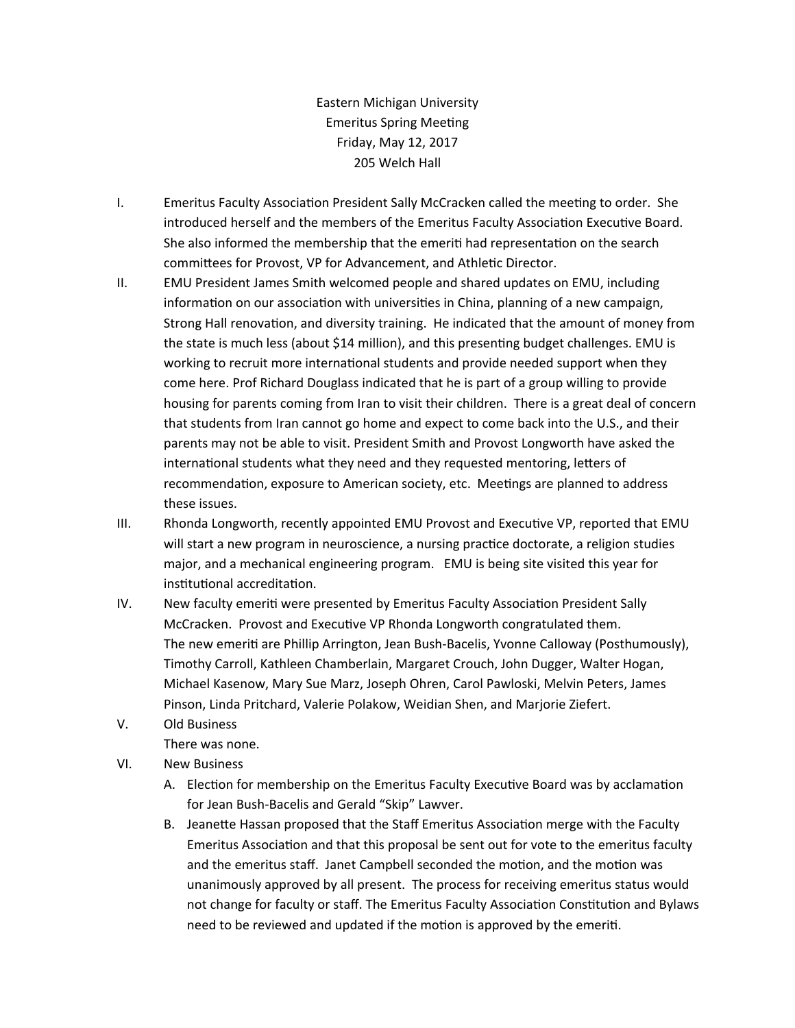# Eastern Michigan University
## Emeritus Spring Meeting
## Friday, May 12, 2017
## 205 Welch Hall

I. Emeritus Faculty Association President Sally McCracken called the meeting to order. She introduced herself and the members of the Emeritus Faculty Association Executive Board. She also informed the membership that the emeriti had representation on the search committees for Provost, VP for Advancement, and Athletic Director.

II. EMU President James Smith welcomed people and shared updates on EMU, including information on our association with universities in China, planning of a new campaign, Strong Hall renovation, and diversity training. He indicated that the amount of money from the state is much less (about $14 million), and this presenting budget challenges. EMU is working to recruit more international students and provide needed support when they come here. Prof Richard Douglass indicated that he is part of a group willing to provide housing for parents coming from Iran to visit their children. There is a great deal of concern that students from Iran cannot go home and expect to come back into the U.S., and their parents may not be able to visit. President Smith and Provost Longworth have asked the international students what they need and they requested mentoring, letters of recommendation, exposure to American society, etc. Meetings are planned to address these issues.

III. Rhonda Longworth, recently appointed EMU Provost and Executive VP, reported that EMU will start a new program in neuroscience, a nursing practice doctorate, a religion studies major, and a mechanical engineering program. EMU is being site visited this year for institutional accreditation.

IV. New faculty emeriti were presented by Emeritus Faculty Association President Sally McCracken. Provost and Executive VP Rhonda Longworth congratulated them. The new emeriti are Phillip Arrington, Jean Bush-Bacelis, Yvonne Calloway (Posthumously), Timothy Carroll, Kathleen Chamberlain, Margaret Crouch, John Dugger, Walter Hogan, Michael Kasenow, Mary Sue Marz, Joseph Ohren, Carol Pawloski, Melvin Peters, James Pinson, Linda Pritchard, Valerie Polakow, Weidian Shen, and Marjorie Ziefert.

V. Old Business
There was none.

VI. New Business
  A. Election for membership on the Emeritus Faculty Executive Board was by acclamation for Jean Bush-Bacelis and Gerald "Skip" Lawver.
  B. Jeanette Hassan proposed that the Staff Emeritus Association merge with the Faculty Emeritus Association and that this proposal be sent out for vote to the emeritus faculty and the emeritus staff. Janet Campbell seconded the motion, and the motion was unanimously approved by all present. The process for receiving emeritus status would not change for faculty or staff. The Emeritus Faculty Association Constitution and Bylaws need to be reviewed and updated if the motion is approved by the emeriti.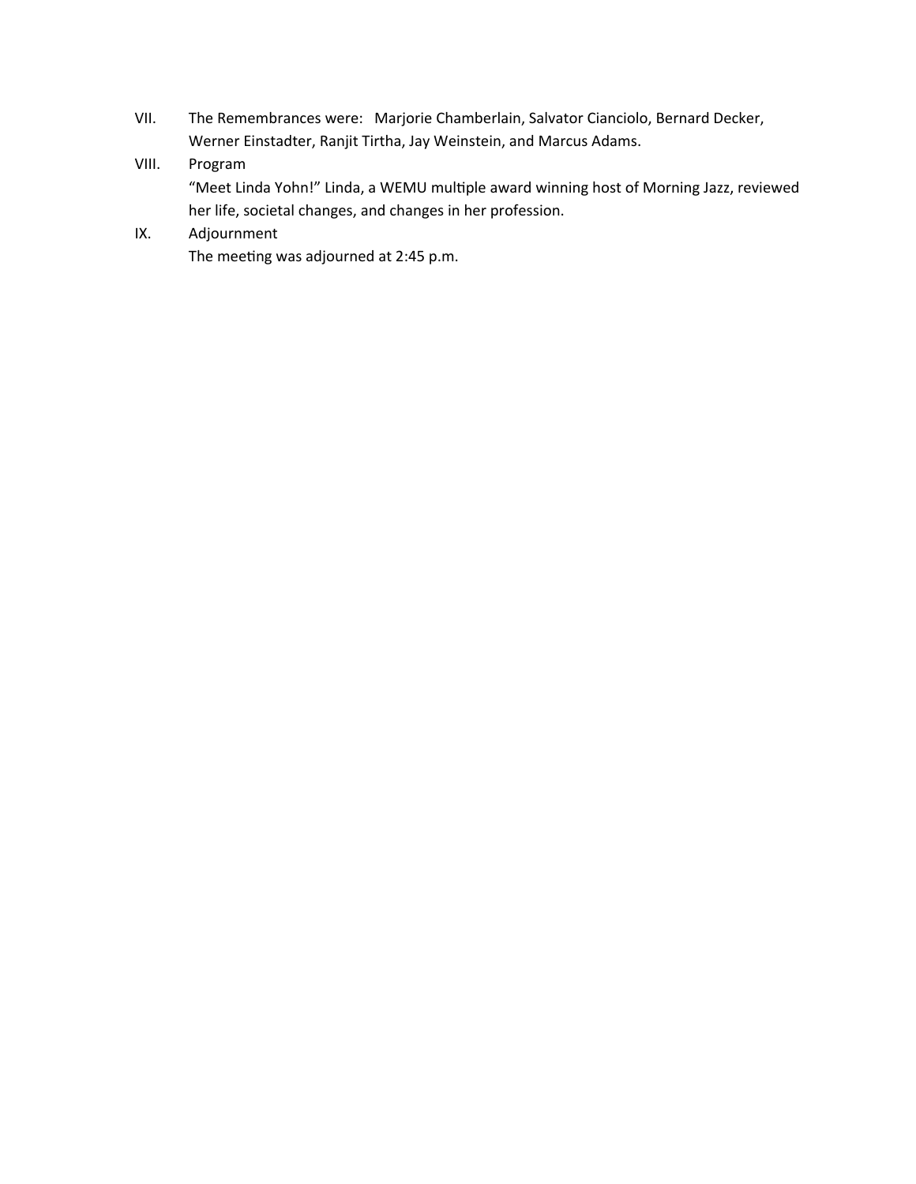VII. The Remembrances were: Marjorie Chamberlain, Salvator Cianciolo, Bernard Decker, Werner Einstadter, Ranjit Tirtha, Jay Weinstein, and Marcus Adams.

VIII. Program

"Meet Linda Yohn!" Linda, a WEMU multiple award winning host of Morning Jazz, reviewed her life, societal changes, and changes in her profession.

IX. Adjournment

The meeting was adjourned at 2:45 p.m.